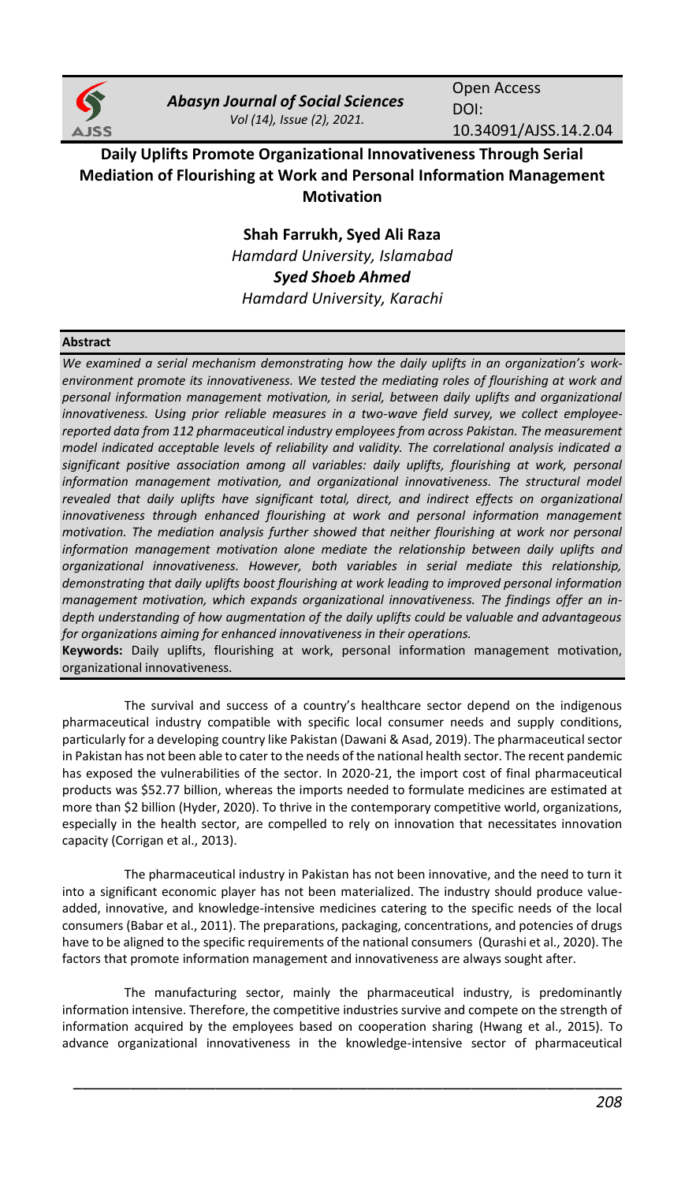# Daily Uplifts Promote Organizational Innovativeness Through Serial Mediation of Flourishing at Work and Personal Information Management Motivation

**Shah Farrukh, Syed Ali Raza**
*Hamdard University, Islamabad*
***Syed Shoeb Ahmed***
*Hamdard University, Karachi*

Open Access
DOI: 10.34091/AJSS.14.2.04

## Abstract

*We examined a serial mechanism demonstrating how the daily uplifts in an organization's work-environment promote its innovativeness. We tested the mediating roles of flourishing at work and personal information management motivation, in serial, between daily uplifts and organizational innovativeness. Using prior reliable measures in a two-wave field survey, we collect employee-reported data from 112 pharmaceutical industry employees from across Pakistan. The measurement model indicated acceptable levels of reliability and validity. The correlational analysis indicated a significant positive association among all variables: daily uplifts, flourishing at work, personal information management motivation, and organizational innovativeness. The structural model revealed that daily uplifts have significant total, direct, and indirect effects on organizational innovativeness through enhanced flourishing at work and personal information management motivation. The mediation analysis further showed that neither flourishing at work nor personal information management motivation alone mediate the relationship between daily uplifts and organizational innovativeness. However, both variables in serial mediate this relationship, demonstrating that daily uplifts boost flourishing at work leading to improved personal information management motivation, which expands organizational innovativeness. The findings offer an in-depth understanding of how augmentation of the daily uplifts could be valuable and advantageous for organizations aiming for enhanced innovativeness in their operations.*

**Keywords:** Daily uplifts, flourishing at work, personal information management motivation, organizational innovativeness.

The survival and success of a country's healthcare sector depend on the indigenous pharmaceutical industry compatible with specific local consumer needs and supply conditions, particularly for a developing country like Pakistan (Dawani & Asad, 2019). The pharmaceutical sector in Pakistan has not been able to cater to the needs of the national health sector. The recent pandemic has exposed the vulnerabilities of the sector. In 2020-21, the import cost of final pharmaceutical products was $52.77 billion, whereas the imports needed to formulate medicines are estimated at more than $2 billion (Hyder, 2020). To thrive in the contemporary competitive world, organizations, especially in the health sector, are compelled to rely on innovation that necessitates innovation capacity (Corrigan et al., 2013).

The pharmaceutical industry in Pakistan has not been innovative, and the need to turn it into a significant economic player has not been materialized. The industry should produce value-added, innovative, and knowledge-intensive medicines catering to the specific needs of the local consumers (Babar et al., 2011). The preparations, packaging, concentrations, and potencies of drugs have to be aligned to the specific requirements of the national consumers (Qurashi et al., 2020). The factors that promote information management and innovativeness are always sought after.

The manufacturing sector, mainly the pharmaceutical industry, is predominantly information intensive. Therefore, the competitive industries survive and compete on the strength of information acquired by the employees based on cooperation sharing (Hwang et al., 2015). To advance organizational innovativeness in the knowledge-intensive sector of pharmaceutical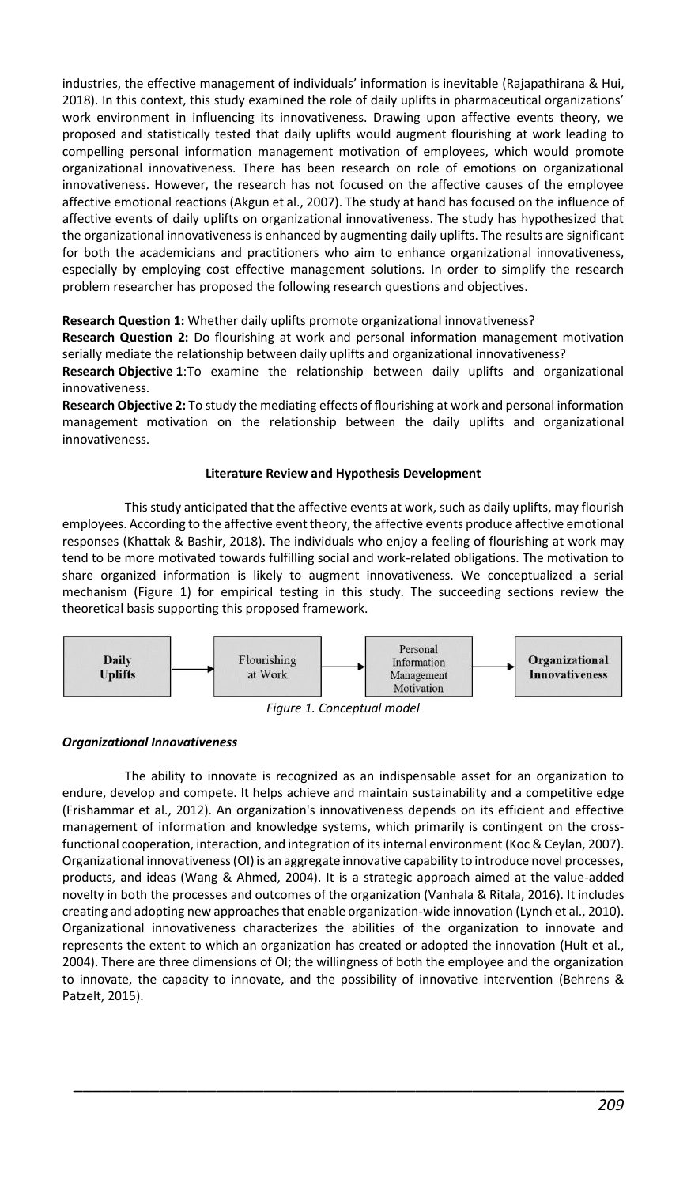industries, the effective management of individuals' information is inevitable (Rajapathirana & Hui, 2018). In this context, this study examined the role of daily uplifts in pharmaceutical organizations' work environment in influencing its innovativeness. Drawing upon affective events theory, we proposed and statistically tested that daily uplifts would augment flourishing at work leading to compelling personal information management motivation of employees, which would promote organizational innovativeness. There has been research on role of emotions on organizational innovativeness. However, the research has not focused on the affective causes of the employee affective emotional reactions (Akgun et al., 2007). The study at hand has focused on the influence of affective events of daily uplifts on organizational innovativeness. The study has hypothesized that the organizational innovativeness is enhanced by augmenting daily uplifts. The results are significant for both the academicians and practitioners who aim to enhance organizational innovativeness, especially by employing cost effective management solutions. In order to simplify the research problem researcher has proposed the following research questions and objectives.

**Research Question 1:** Whether daily uplifts promote organizational innovativeness?

**Research Question 2:** Do flourishing at work and personal information management motivation serially mediate the relationship between daily uplifts and organizational innovativeness?

**Research Objective 1**:To examine the relationship between daily uplifts and organizational innovativeness.

**Research Objective 2:** To study the mediating effects of flourishing at work and personal information management motivation on the relationship between the daily uplifts and organizational innovativeness.

## Literature Review and Hypothesis Development

This study anticipated that the affective events at work, such as daily uplifts, may flourish employees. According to the affective event theory, the affective events produce affective emotional responses (Khattak & Bashir, 2018). The individuals who enjoy a feeling of flourishing at work may tend to be more motivated towards fulfilling social and work-related obligations. The motivation to share organized information is likely to augment innovativeness. We conceptualized a serial mechanism (Figure 1) for empirical testing in this study. The succeeding sections review the theoretical basis supporting this proposed framework.

Daily Uplifts → Flourishing at Work → Personal Information Management Motivation → Organizational Innovativeness

*Figure 1. Conceptual model*

### *Organizational Innovativeness*

The ability to innovate is recognized as an indispensable asset for an organization to endure, develop and compete. It helps achieve and maintain sustainability and a competitive edge (Frishammar et al., 2012). An organization's innovativeness depends on its efficient and effective management of information and knowledge systems, which primarily is contingent on the cross-functional cooperation, interaction, and integration of its internal environment (Koc & Ceylan, 2007). Organizational innovativeness (OI) is an aggregate innovative capability to introduce novel processes, products, and ideas (Wang & Ahmed, 2004). It is a strategic approach aimed at the value-added novelty in both the processes and outcomes of the organization (Vanhala & Ritala, 2016). It includes creating and adopting new approaches that enable organization-wide innovation (Lynch et al., 2010). Organizational innovativeness characterizes the abilities of the organization to innovate and represents the extent to which an organization has created or adopted the innovation (Hult et al., 2004). There are three dimensions of OI; the willingness of both the employee and the organization to innovate, the capacity to innovate, and the possibility of innovative intervention (Behrens & Patzelt, 2015).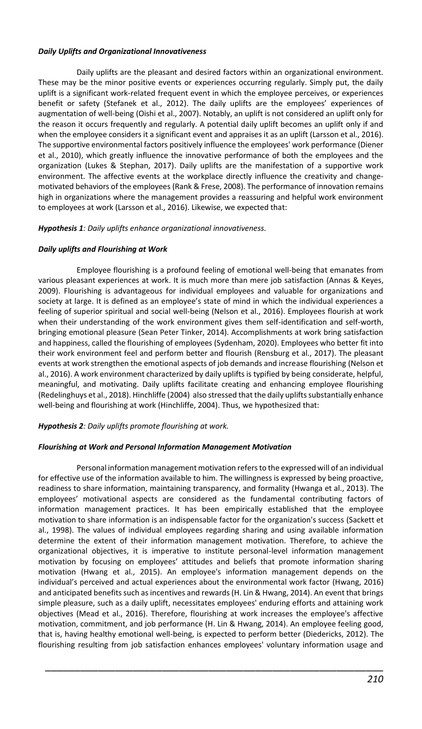### *Daily Uplifts and Organizational Innovativeness*

Daily uplifts are the pleasant and desired factors within an organizational environment. These may be the minor positive events or experiences occurring regularly. Simply put, the daily uplift is a significant work-related frequent event in which the employee perceives, or experiences benefit or safety (Stefanek et al., 2012). The daily uplifts are the employees' experiences of augmentation of well-being (Oishi et al., 2007). Notably, an uplift is not considered an uplift only for the reason it occurs frequently and regularly. A potential daily uplift becomes an uplift only if and when the employee considers it a significant event and appraises it as an uplift (Larsson et al., 2016). The supportive environmental factors positively influence the employees' work performance (Diener et al., 2010), which greatly influence the innovative performance of both the employees and the organization (Lukes & Stephan, 2017). Daily uplifts are the manifestation of a supportive work environment. The affective events at the workplace directly influence the creativity and change-motivated behaviors of the employees (Rank & Frese, 2008). The performance of innovation remains high in organizations where the management provides a reassuring and helpful work environment to employees at work (Larsson et al., 2016). Likewise, we expected that:

***Hypothesis 1****: Daily uplifts enhance organizational innovativeness.*

### *Daily uplifts and Flourishing at Work*

Employee flourishing is a profound feeling of emotional well-being that emanates from various pleasant experiences at work. It is much more than mere job satisfaction (Annas & Keyes, 2009). Flourishing is advantageous for individual employees and valuable for organizations and society at large. It is defined as an employee's state of mind in which the individual experiences a feeling of superior spiritual and social well-being (Nelson et al., 2016). Employees flourish at work when their understanding of the work environment gives them self-identification and self-worth, bringing emotional pleasure (Sean Peter Tinker, 2014). Accomplishments at work bring satisfaction and happiness, called the flourishing of employees (Sydenham, 2020). Employees who better fit into their work environment feel and perform better and flourish (Rensburg et al., 2017). The pleasant events at work strengthen the emotional aspects of job demands and increase flourishing (Nelson et al., 2016). A work environment characterized by daily uplifts is typified by being considerate, helpful, meaningful, and motivating. Daily uplifts facilitate creating and enhancing employee flourishing (Redelinghuys et al., 2018). Hinchliffe (2004) also stressed that the daily uplifts substantially enhance well-being and flourishing at work (Hinchliffe, 2004). Thus, we hypothesized that:

***Hypothesis 2****: Daily uplifts promote flourishing at work.*

### *Flourishing at Work and Personal Information Management Motivation*

Personal information management motivation refers to the expressed will of an individual for effective use of the information available to him. The willingness is expressed by being proactive, readiness to share information, maintaining transparency, and formality (Hwanga et al., 2013). The employees' motivational aspects are considered as the fundamental contributing factors of information management practices. It has been empirically established that the employee motivation to share information is an indispensable factor for the organization's success (Sackett et al., 1998). The values of individual employees regarding sharing and using available information determine the extent of their information management motivation. Therefore, to achieve the organizational objectives, it is imperative to institute personal-level information management motivation by focusing on employees' attitudes and beliefs that promote information sharing motivation (Hwang et al., 2015). An employee's information management depends on the individual's perceived and actual experiences about the environmental work factor (Hwang, 2016) and anticipated benefits such as incentives and rewards (H. Lin & Hwang, 2014). An event that brings simple pleasure, such as a daily uplift, necessitates employees' enduring efforts and attaining work objectives (Mead et al., 2016). Therefore, flourishing at work increases the employee's affective motivation, commitment, and job performance (H. Lin & Hwang, 2014). An employee feeling good, that is, having healthy emotional well-being, is expected to perform better (Diedericks, 2012). The flourishing resulting from job satisfaction enhances employees' voluntary information usage and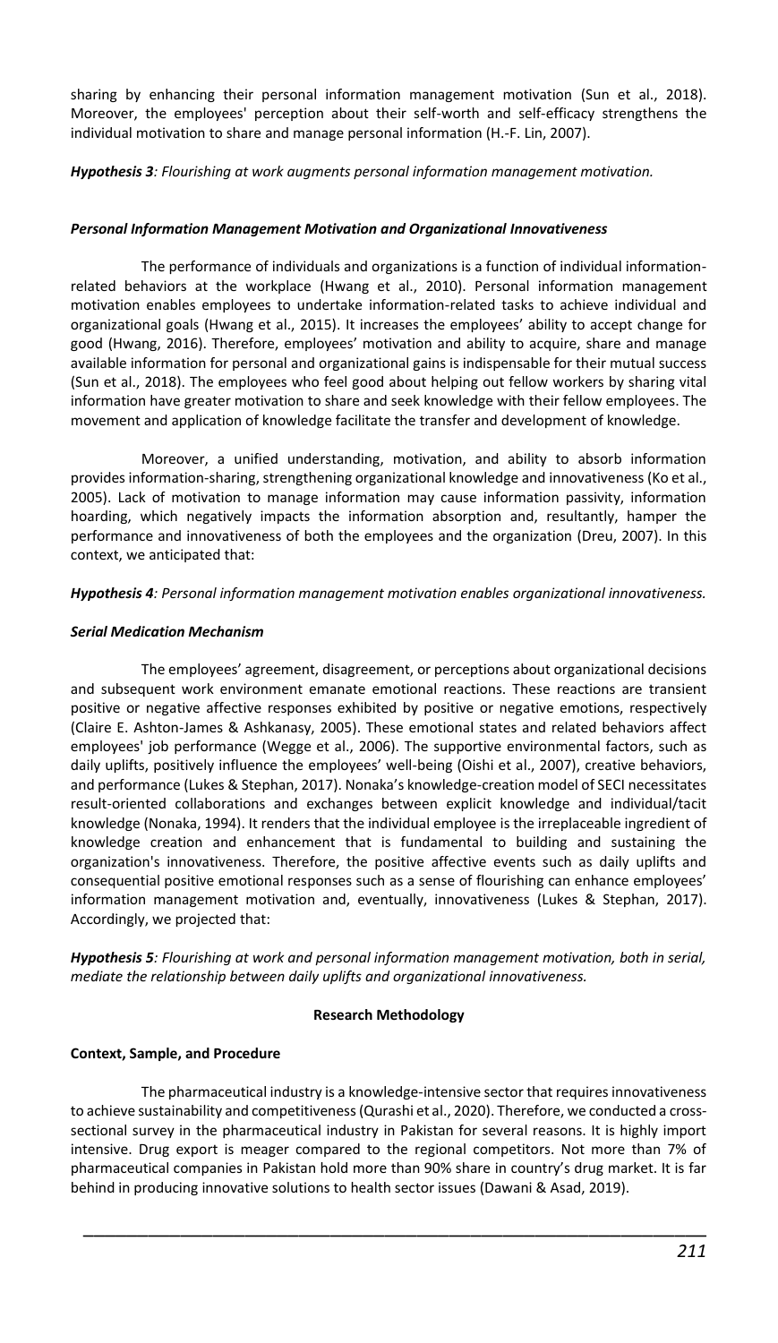sharing by enhancing their personal information management motivation (Sun et al., 2018). Moreover, the employees' perception about their self-worth and self-efficacy strengthens the individual motivation to share and manage personal information (H.-F. Lin, 2007).

***Hypothesis 3**: Flourishing at work augments personal information management motivation.*

### *Personal Information Management Motivation and Organizational Innovativeness*

The performance of individuals and organizations is a function of individual information-related behaviors at the workplace (Hwang et al., 2010). Personal information management motivation enables employees to undertake information-related tasks to achieve individual and organizational goals (Hwang et al., 2015). It increases the employees' ability to accept change for good (Hwang, 2016). Therefore, employees' motivation and ability to acquire, share and manage available information for personal and organizational gains is indispensable for their mutual success (Sun et al., 2018). The employees who feel good about helping out fellow workers by sharing vital information have greater motivation to share and seek knowledge with their fellow employees. The movement and application of knowledge facilitate the transfer and development of knowledge.

Moreover, a unified understanding, motivation, and ability to absorb information provides information-sharing, strengthening organizational knowledge and innovativeness (Ko et al., 2005). Lack of motivation to manage information may cause information passivity, information hoarding, which negatively impacts the information absorption and, resultantly, hamper the performance and innovativeness of both the employees and the organization (Dreu, 2007). In this context, we anticipated that:

***Hypothesis 4**: Personal information management motivation enables organizational innovativeness.*

### *Serial Medication Mechanism*

The employees' agreement, disagreement, or perceptions about organizational decisions and subsequent work environment emanate emotional reactions. These reactions are transient positive or negative affective responses exhibited by positive or negative emotions, respectively (Claire E. Ashton-James & Ashkanasy, 2005). These emotional states and related behaviors affect employees' job performance (Wegge et al., 2006). The supportive environmental factors, such as daily uplifts, positively influence the employees' well-being (Oishi et al., 2007), creative behaviors, and performance (Lukes & Stephan, 2017). Nonaka's knowledge-creation model of SECI necessitates result-oriented collaborations and exchanges between explicit knowledge and individual/tacit knowledge (Nonaka, 1994). It renders that the individual employee is the irreplaceable ingredient of knowledge creation and enhancement that is fundamental to building and sustaining the organization's innovativeness. Therefore, the positive affective events such as daily uplifts and consequential positive emotional responses such as a sense of flourishing can enhance employees' information management motivation and, eventually, innovativeness (Lukes & Stephan, 2017). Accordingly, we projected that:

***Hypothesis 5**: Flourishing at work and personal information management motivation, both in serial, mediate the relationship between daily uplifts and organizational innovativeness.*

## Research Methodology

### Context, Sample, and Procedure

The pharmaceutical industry is a knowledge-intensive sector that requires innovativeness to achieve sustainability and competitiveness (Qurashi et al., 2020). Therefore, we conducted a cross-sectional survey in the pharmaceutical industry in Pakistan for several reasons. It is highly import intensive. Drug export is meager compared to the regional competitors. Not more than 7% of pharmaceutical companies in Pakistan hold more than 90% share in country's drug market. It is far behind in producing innovative solutions to health sector issues (Dawani & Asad, 2019).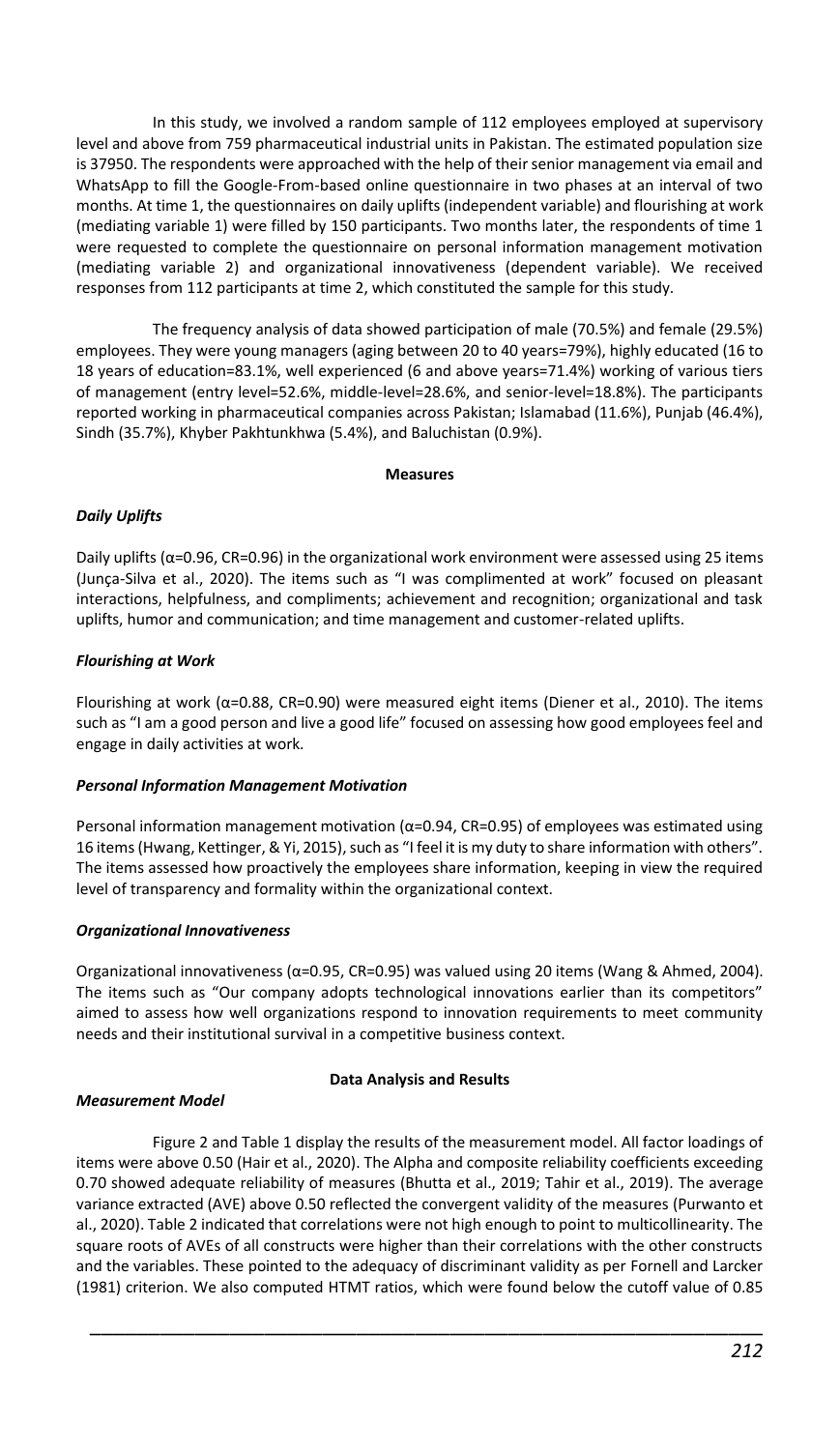In this study, we involved a random sample of 112 employees employed at supervisory level and above from 759 pharmaceutical industrial units in Pakistan. The estimated population size is 37950. The respondents were approached with the help of their senior management via email and WhatsApp to fill the Google-From-based online questionnaire in two phases at an interval of two months. At time 1, the questionnaires on daily uplifts (independent variable) and flourishing at work (mediating variable 1) were filled by 150 participants. Two months later, the respondents of time 1 were requested to complete the questionnaire on personal information management motivation (mediating variable 2) and organizational innovativeness (dependent variable). We received responses from 112 participants at time 2, which constituted the sample for this study.

The frequency analysis of data showed participation of male (70.5%) and female (29.5%) employees. They were young managers (aging between 20 to 40 years=79%), highly educated (16 to 18 years of education=83.1%, well experienced (6 and above years=71.4%) working of various tiers of management (entry level=52.6%, middle-level=28.6%, and senior-level=18.8%). The participants reported working in pharmaceutical companies across Pakistan; Islamabad (11.6%), Punjab (46.4%), Sindh (35.7%), Khyber Pakhtunkhwa (5.4%), and Baluchistan (0.9%).

## Measures

### *Daily Uplifts*

Daily uplifts (α=0.96, CR=0.96) in the organizational work environment were assessed using 25 items (Junça-Silva et al., 2020). The items such as "I was complimented at work" focused on pleasant interactions, helpfulness, and compliments; achievement and recognition; organizational and task uplifts, humor and communication; and time management and customer-related uplifts.

### *Flourishing at Work*

Flourishing at work (α=0.88, CR=0.90) were measured eight items (Diener et al., 2010). The items such as "I am a good person and live a good life" focused on assessing how good employees feel and engage in daily activities at work.

### *Personal Information Management Motivation*

Personal information management motivation (α=0.94, CR=0.95) of employees was estimated using 16 items (Hwang, Kettinger, & Yi, 2015), such as "I feel it is my duty to share information with others". The items assessed how proactively the employees share information, keeping in view the required level of transparency and formality within the organizational context.

### *Organizational Innovativeness*

Organizational innovativeness (α=0.95, CR=0.95) was valued using 20 items (Wang & Ahmed, 2004). The items such as "Our company adopts technological innovations earlier than its competitors" aimed to assess how well organizations respond to innovation requirements to meet community needs and their institutional survival in a competitive business context.

## Data Analysis and Results

### *Measurement Model*

Figure 2 and Table 1 display the results of the measurement model. All factor loadings of items were above 0.50 (Hair et al., 2020). The Alpha and composite reliability coefficients exceeding 0.70 showed adequate reliability of measures (Bhutta et al., 2019; Tahir et al., 2019). The average variance extracted (AVE) above 0.50 reflected the convergent validity of the measures (Purwanto et al., 2020). Table 2 indicated that correlations were not high enough to point to multicollinearity. The square roots of AVEs of all constructs were higher than their correlations with the other constructs and the variables. These pointed to the adequacy of discriminant validity as per Fornell and Larcker (1981) criterion. We also computed HTMT ratios, which were found below the cutoff value of 0.85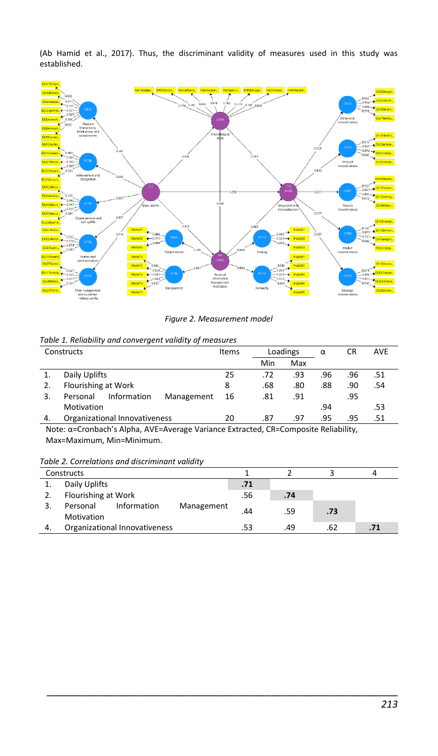(Ab Hamid et al., 2017). Thus, the discriminant validity of measures used in this study was established.

*Figure 2. Measurement model*

*Table 1. Reliability and convergent validity of measures*

| Constructs | Items | Loadings | | α | CR | AVE |
|---|---|---|---|---|---|---|
| | | Min | Max | | | |
| 1. Daily Uplifts | 25 | .72 | .93 | .96 | .96 | .51 |
| 2. Flourishing at Work | 8 | .68 | .80 | .88 | .90 | .54 |
| 3. Personal Information Management Motivation | 16 | .81 | .91 | .94 | .95 | .53 |
| 4. Organizational Innovativeness | 20 | .87 | .97 | .95 | .95 | .51 |

Note: α=Cronbach's Alpha, AVE=Average Variance Extracted, CR=Composite Reliability, Max=Maximum, Min=Minimum.

*Table 2. Correlations and discriminant validity*

| Constructs | 1 | 2 | 3 | 4 |
|---|---|---|---|---|
| 1. Daily Uplifts | **.71** | | | |
| 2. Flourishing at Work | .56 | **.74** | | |
| 3. Personal Information Management Motivation | .44 | .59 | **.73** | |
| 4. Organizational Innovativeness | .53 | .49 | .62 | **.71** |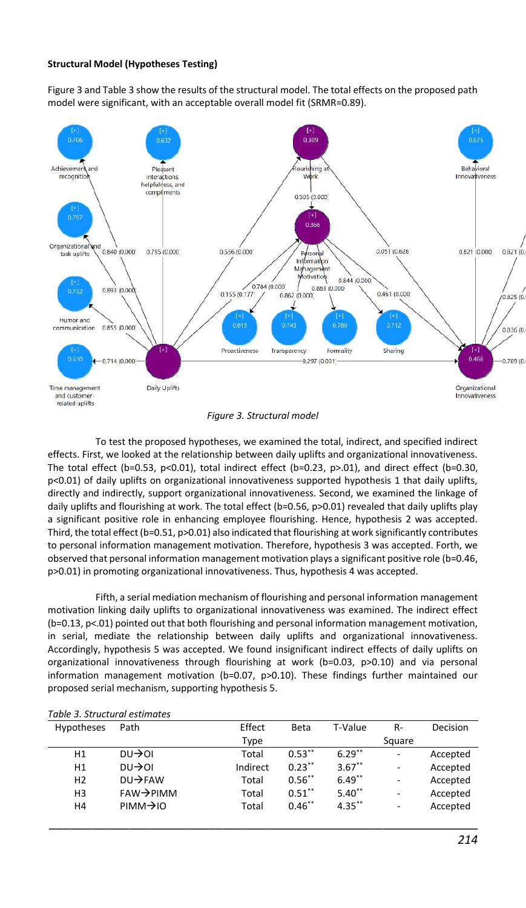**Structural Model (Hypotheses Testing)**

Figure 3 and Table 3 show the results of the structural model. The total effects on the proposed path model were significant, with an acceptable overall model fit (SRMR=0.89).

*Figure 3. Structural model*

To test the proposed hypotheses, we examined the total, indirect, and specified indirect effects. First, we looked at the relationship between daily uplifts and organizational innovativeness. The total effect (b=0.53, p<0.01), total indirect effect (b=0.23, p>.01), and direct effect (b=0.30, p<0.01) of daily uplifts on organizational innovativeness supported hypothesis 1 that daily uplifts, directly and indirectly, support organizational innovativeness. Second, we examined the linkage of daily uplifts and flourishing at work. The total effect (b=0.56, p>0.01) revealed that daily uplifts play a significant positive role in enhancing employee flourishing. Hence, hypothesis 2 was accepted. Third, the total effect (b=0.51, p>0.01) also indicated that flourishing at work significantly contributes to personal information management motivation. Therefore, hypothesis 3 was accepted. Forth, we observed that personal information management motivation plays a significant positive role (b=0.46, p>0.01) in promoting organizational innovativeness. Thus, hypothesis 4 was accepted.

Fifth, a serial mediation mechanism of flourishing and personal information management motivation linking daily uplifts to organizational innovativeness was examined. The indirect effect (b=0.13, p<.01) pointed out that both flourishing and personal information management motivation, in serial, mediate the relationship between daily uplifts and organizational innovativeness. Accordingly, hypothesis 5 was accepted. We found insignificant indirect effects of daily uplifts on organizational innovativeness through flourishing at work (b=0.03, p>0.10) and via personal information management motivation (b=0.07, p>0.10). These findings further maintained our proposed serial mechanism, supporting hypothesis 5.

*Table 3. Structural estimates*

| Hypotheses | Path | Effect Type | Beta | T-Value | R-Square | Decision |
|---|---|---|---|---|---|---|
| H1 | DU→OI | Total | $0.53^{**}$ | $6.29^{**}$ | - | Accepted |
| H1 | DU→OI | Indirect | $0.23^{**}$ | $3.67^{**}$ | - | Accepted |
| H2 | DU→FAW | Total | $0.56^{**}$ | $6.49^{**}$ | - | Accepted |
| H3 | FAW→PIMM | Total | $0.51^{**}$ | $5.40^{**}$ | - | Accepted |
| H4 | PIMM→IO | Total | $0.46^{**}$ | $4.35^{**}$ | - | Accepted |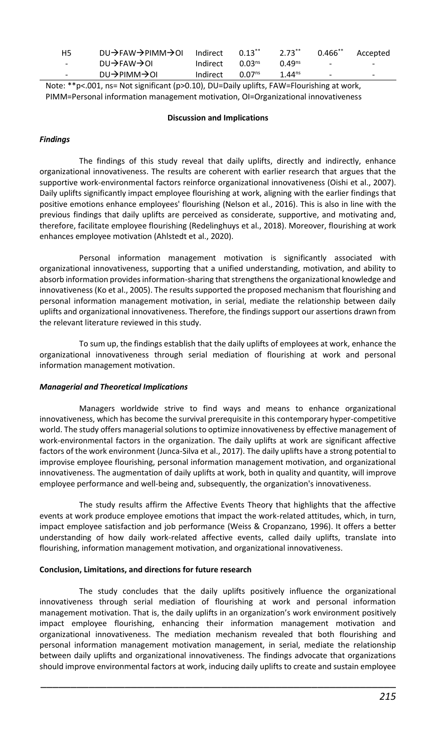| H5 | DU→FAW→PIMM→OI | Indirect | $0.13^{**}$ | $2.73^{**}$ | $0.466^{**}$ | Accepted |
|---|---|---|---|---|---|---|
| - | DU→FAW→OI | Indirect | $0.03^{ns}$ | $0.49^{ns}$ | - | - |
| - | DU→PIMM→OI | Indirect | $0.07^{ns}$ | $1.44^{ns}$ | - | - |

Note: **p<.001, ns= Not significant (p>0.10), DU=Daily uplifts, FAW=Flourishing at work, PIMM=Personal information management motivation, OI=Organizational innovativeness

**Discussion and Implications**

***Findings***

The findings of this study reveal that daily uplifts, directly and indirectly, enhance organizational innovativeness. The results are coherent with earlier research that argues that the supportive work-environmental factors reinforce organizational innovativeness (Oishi et al., 2007). Daily uplifts significantly impact employee flourishing at work, aligning with the earlier findings that positive emotions enhance employees' flourishing (Nelson et al., 2016). This is also in line with the previous findings that daily uplifts are perceived as considerate, supportive, and motivating and, therefore, facilitate employee flourishing (Redelinghuys et al., 2018). Moreover, flourishing at work enhances employee motivation (Ahlstedt et al., 2020).

Personal information management motivation is significantly associated with organizational innovativeness, supporting that a unified understanding, motivation, and ability to absorb information provides information-sharing that strengthens the organizational knowledge and innovativeness (Ko et al., 2005). The results supported the proposed mechanism that flourishing and personal information management motivation, in serial, mediate the relationship between daily uplifts and organizational innovativeness. Therefore, the findings support our assertions drawn from the relevant literature reviewed in this study.

To sum up, the findings establish that the daily uplifts of employees at work, enhance the organizational innovativeness through serial mediation of flourishing at work and personal information management motivation.

***Managerial and Theoretical Implications***

Managers worldwide strive to find ways and means to enhance organizational innovativeness, which has become the survival prerequisite in this contemporary hyper-competitive world. The study offers managerial solutions to optimize innovativeness by effective management of work-environmental factors in the organization. The daily uplifts at work are significant affective factors of the work environment (Junca-Silva et al., 2017). The daily uplifts have a strong potential to improvise employee flourishing, personal information management motivation, and organizational innovativeness. The augmentation of daily uplifts at work, both in quality and quantity, will improve employee performance and well-being and, subsequently, the organization's innovativeness.

The study results affirm the Affective Events Theory that highlights that the affective events at work produce employee emotions that impact the work-related attitudes, which, in turn, impact employee satisfaction and job performance (Weiss & Cropanzano, 1996). It offers a better understanding of how daily work-related affective events, called daily uplifts, translate into flourishing, information management motivation, and organizational innovativeness.

**Conclusion, Limitations, and directions for future research**

The study concludes that the daily uplifts positively influence the organizational innovativeness through serial mediation of flourishing at work and personal information management motivation. That is, the daily uplifts in an organization's work environment positively impact employee flourishing, enhancing their information management motivation and organizational innovativeness. The mediation mechanism revealed that both flourishing and personal information management motivation management, in serial, mediate the relationship between daily uplifts and organizational innovativeness. The findings advocate that organizations should improve environmental factors at work, inducing daily uplifts to create and sustain employee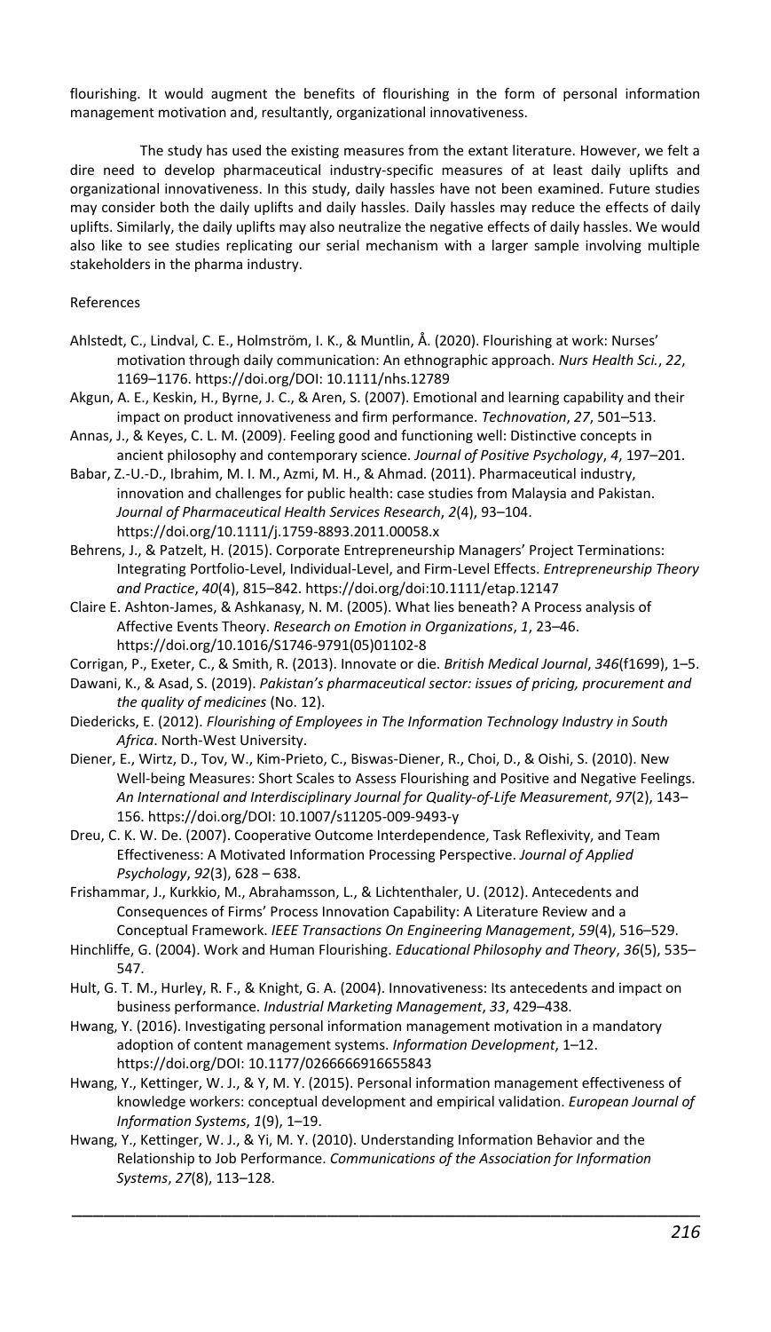flourishing. It would augment the benefits of flourishing in the form of personal information management motivation and, resultantly, organizational innovativeness.

The study has used the existing measures from the extant literature. However, we felt a dire need to develop pharmaceutical industry-specific measures of at least daily uplifts and organizational innovativeness. In this study, daily hassles have not been examined. Future studies may consider both the daily uplifts and daily hassles. Daily hassles may reduce the effects of daily uplifts. Similarly, the daily uplifts may also neutralize the negative effects of daily hassles. We would also like to see studies replicating our serial mechanism with a larger sample involving multiple stakeholders in the pharma industry.

References

Ahlstedt, C., Lindval, C. E., Holmström, I. K., & Muntlin, Å. (2020). Flourishing at work: Nurses' motivation through daily communication: An ethnographic approach. *Nurs Health Sci.*, *22*, 1169–1176. https://doi.org/DOI: 10.1111/nhs.12789

Akgun, A. E., Keskin, H., Byrne, J. C., & Aren, S. (2007). Emotional and learning capability and their impact on product innovativeness and firm performance. *Technovation*, *27*, 501–513.

Annas, J., & Keyes, C. L. M. (2009). Feeling good and functioning well: Distinctive concepts in ancient philosophy and contemporary science. *Journal of Positive Psychology*, *4*, 197–201.

Babar, Z.-U.-D., Ibrahim, M. I. M., Azmi, M. H., & Ahmad. (2011). Pharmaceutical industry, innovation and challenges for public health: case studies from Malaysia and Pakistan. *Journal of Pharmaceutical Health Services Research*, *2*(4), 93–104. https://doi.org/10.1111/j.1759-8893.2011.00058.x

Behrens, J., & Patzelt, H. (2015). Corporate Entrepreneurship Managers' Project Terminations: Integrating Portfolio-Level, Individual-Level, and Firm-Level Effects. *Entrepreneurship Theory and Practice*, *40*(4), 815–842. https://doi.org/doi:10.1111/etap.12147

Claire E. Ashton-James, & Ashkanasy, N. M. (2005). What lies beneath? A Process analysis of Affective Events Theory. *Research on Emotion in Organizations*, *1*, 23–46. https://doi.org/10.1016/S1746-9791(05)01102-8

Corrigan, P., Exeter, C., & Smith, R. (2013). Innovate or die. *British Medical Journal*, *346*(f1699), 1–5.

Dawani, K., & Asad, S. (2019). *Pakistan's pharmaceutical sector: issues of pricing, procurement and the quality of medicines* (No. 12).

Diedericks, E. (2012). *Flourishing of Employees in The Information Technology Industry in South Africa*. North-West University.

Diener, E., Wirtz, D., Tov, W., Kim-Prieto, C., Biswas-Diener, R., Choi, D., & Oishi, S. (2010). New Well-being Measures: Short Scales to Assess Flourishing and Positive and Negative Feelings. *An International and Interdisciplinary Journal for Quality-of-Life Measurement*, *97*(2), 143–156. https://doi.org/DOI: 10.1007/s11205-009-9493-y

Dreu, C. K. W. De. (2007). Cooperative Outcome Interdependence, Task Reflexivity, and Team Effectiveness: A Motivated Information Processing Perspective. *Journal of Applied Psychology*, *92*(3), 628 – 638.

Frishammar, J., Kurkkio, M., Abrahamsson, L., & Lichtenthaler, U. (2012). Antecedents and Consequences of Firms' Process Innovation Capability: A Literature Review and a Conceptual Framework. *IEEE Transactions On Engineering Management*, *59*(4), 516–529.

Hinchliffe, G. (2004). Work and Human Flourishing. *Educational Philosophy and Theory*, *36*(5), 535–547.

Hult, G. T. M., Hurley, R. F., & Knight, G. A. (2004). Innovativeness: Its antecedents and impact on business performance. *Industrial Marketing Management*, *33*, 429–438.

Hwang, Y. (2016). Investigating personal information management motivation in a mandatory adoption of content management systems. *Information Development*, 1–12. https://doi.org/DOI: 10.1177/0266666916655843

Hwang, Y., Kettinger, W. J., & Y, M. Y. (2015). Personal information management effectiveness of knowledge workers: conceptual development and empirical validation. *European Journal of Information Systems*, *1*(9), 1–19.

Hwang, Y., Kettinger, W. J., & Yi, M. Y. (2010). Understanding Information Behavior and the Relationship to Job Performance. *Communications of the Association for Information Systems*, *27*(8), 113–128.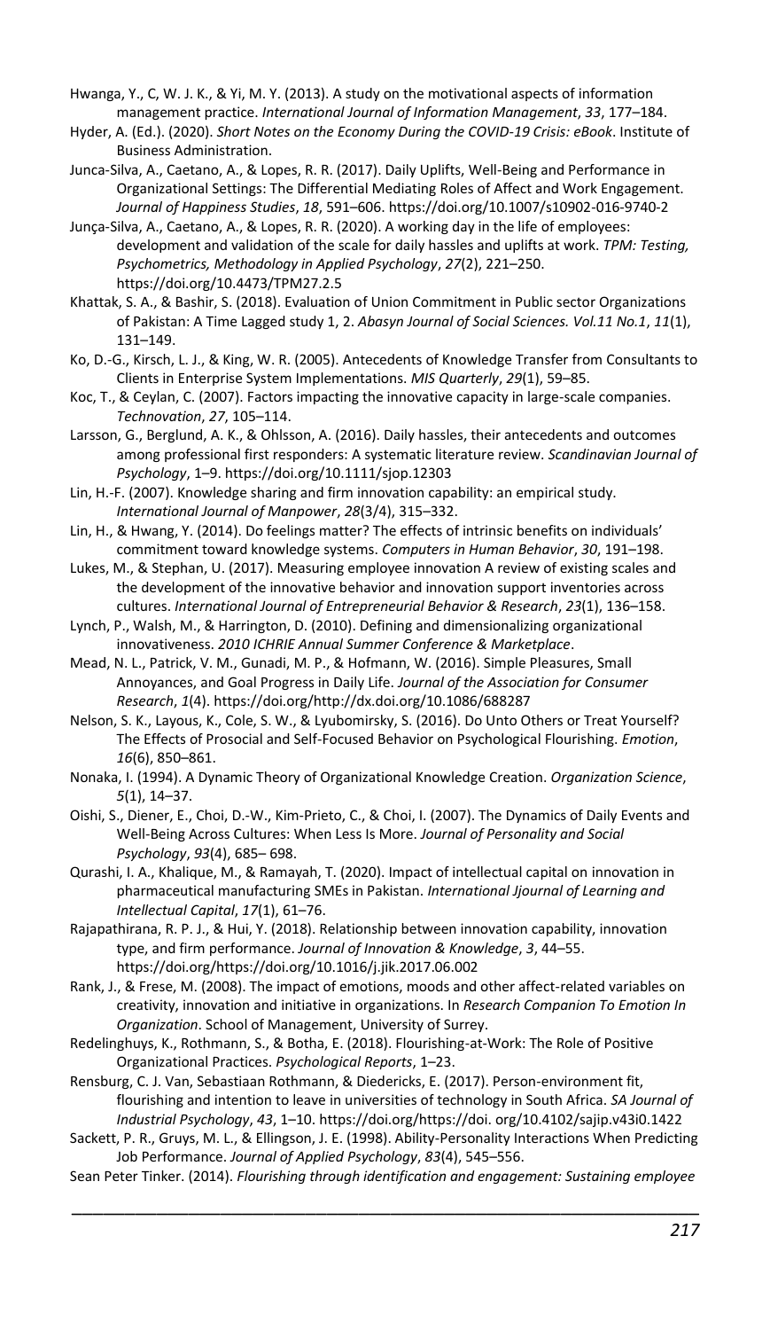Hwanga, Y., C, W. J. K., & Yi, M. Y. (2013). A study on the motivational aspects of information management practice. *International Journal of Information Management*, *33*, 177–184.

Hyder, A. (Ed.). (2020). *Short Notes on the Economy During the COVID-19 Crisis: eBook*. Institute of Business Administration.

Junca-Silva, A., Caetano, A., & Lopes, R. R. (2017). Daily Uplifts, Well-Being and Performance in Organizational Settings: The Differential Mediating Roles of Affect and Work Engagement. *Journal of Happiness Studies*, *18*, 591–606. https://doi.org/10.1007/s10902-016-9740-2

Junça-Silva, A., Caetano, A., & Lopes, R. R. (2020). A working day in the life of employees: development and validation of the scale for daily hassles and uplifts at work. *TPM: Testing, Psychometrics, Methodology in Applied Psychology*, *27*(2), 221–250. https://doi.org/10.4473/TPM27.2.5

Khattak, S. A., & Bashir, S. (2018). Evaluation of Union Commitment in Public sector Organizations of Pakistan: A Time Lagged study 1, 2. *Abasyn Journal of Social Sciences. Vol.11 No.1*, *11*(1), 131–149.

Ko, D.-G., Kirsch, L. J., & King, W. R. (2005). Antecedents of Knowledge Transfer from Consultants to Clients in Enterprise System Implementations. *MIS Quarterly*, *29*(1), 59–85.

Koc, T., & Ceylan, C. (2007). Factors impacting the innovative capacity in large-scale companies. *Technovation*, *27*, 105–114.

Larsson, G., Berglund, A. K., & Ohlsson, A. (2016). Daily hassles, their antecedents and outcomes among professional first responders: A systematic literature review. *Scandinavian Journal of Psychology*, 1–9. https://doi.org/10.1111/sjop.12303

Lin, H.-F. (2007). Knowledge sharing and firm innovation capability: an empirical study. *International Journal of Manpower*, *28*(3/4), 315–332.

Lin, H., & Hwang, Y. (2014). Do feelings matter? The effects of intrinsic benefits on individuals' commitment toward knowledge systems. *Computers in Human Behavior*, *30*, 191–198.

Lukes, M., & Stephan, U. (2017). Measuring employee innovation A review of existing scales and the development of the innovative behavior and innovation support inventories across cultures. *International Journal of Entrepreneurial Behavior & Research*, *23*(1), 136–158.

Lynch, P., Walsh, M., & Harrington, D. (2010). Defining and dimensionalizing organizational innovativeness. *2010 ICHRIE Annual Summer Conference & Marketplace*.

Mead, N. L., Patrick, V. M., Gunadi, M. P., & Hofmann, W. (2016). Simple Pleasures, Small Annoyances, and Goal Progress in Daily Life. *Journal of the Association for Consumer Research*, *1*(4). https://doi.org/http://dx.doi.org/10.1086/688287

Nelson, S. K., Layous, K., Cole, S. W., & Lyubomirsky, S. (2016). Do Unto Others or Treat Yourself? The Effects of Prosocial and Self-Focused Behavior on Psychological Flourishing. *Emotion*, *16*(6), 850–861.

Nonaka, I. (1994). A Dynamic Theory of Organizational Knowledge Creation. *Organization Science*, *5*(1), 14–37.

Oishi, S., Diener, E., Choi, D.-W., Kim-Prieto, C., & Choi, I. (2007). The Dynamics of Daily Events and Well-Being Across Cultures: When Less Is More. *Journal of Personality and Social Psychology*, *93*(4), 685– 698.

Qurashi, I. A., Khalique, M., & Ramayah, T. (2020). Impact of intellectual capital on innovation in pharmaceutical manufacturing SMEs in Pakistan. *International Jjournal of Learning and Intellectual Capital*, *17*(1), 61–76.

Rajapathirana, R. P. J., & Hui, Y. (2018). Relationship between innovation capability, innovation type, and firm performance. *Journal of Innovation & Knowledge*, *3*, 44–55. https://doi.org/https://doi.org/10.1016/j.jik.2017.06.002

Rank, J., & Frese, M. (2008). The impact of emotions, moods and other affect-related variables on creativity, innovation and initiative in organizations. In *Research Companion To Emotion In Organization*. School of Management, University of Surrey.

Redelinghuys, K., Rothmann, S., & Botha, E. (2018). Flourishing-at-Work: The Role of Positive Organizational Practices. *Psychological Reports*, 1–23.

Rensburg, C. J. Van, Sebastiaan Rothmann, & Diedericks, E. (2017). Person-environment fit, flourishing and intention to leave in universities of technology in South Africa. *SA Journal of Industrial Psychology*, *43*, 1–10. https://doi.org/https://doi. org/10.4102/sajip.v43i0.1422

Sackett, P. R., Gruys, M. L., & Ellingson, J. E. (1998). Ability-Personality Interactions When Predicting Job Performance. *Journal of Applied Psychology*, *83*(4), 545–556.

Sean Peter Tinker. (2014). *Flourishing through identification and engagement: Sustaining employee*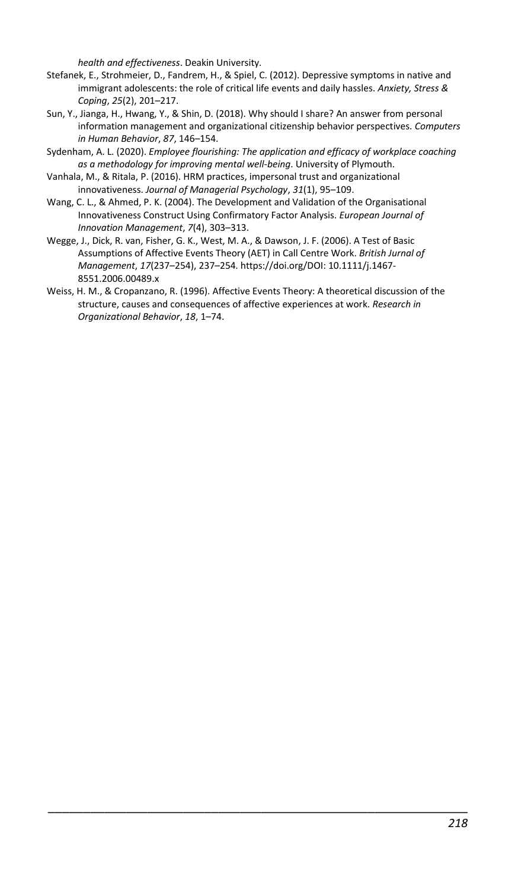*health and effectiveness*. Deakin University.

Stefanek, E., Strohmeier, D., Fandrem, H., & Spiel, C. (2012). Depressive symptoms in native and immigrant adolescents: the role of critical life events and daily hassles. *Anxiety, Stress & Coping*, *25*(2), 201–217.

Sun, Y., Jianga, H., Hwang, Y., & Shin, D. (2018). Why should I share? An answer from personal information management and organizational citizenship behavior perspectives. *Computers in Human Behavior*, *87*, 146–154.

Sydenham, A. L. (2020). *Employee flourishing: The application and efficacy of workplace coaching as a methodology for improving mental well-being*. University of Plymouth.

Vanhala, M., & Ritala, P. (2016). HRM practices, impersonal trust and organizational innovativeness. *Journal of Managerial Psychology*, *31*(1), 95–109.

Wang, C. L., & Ahmed, P. K. (2004). The Development and Validation of the Organisational Innovativeness Construct Using Confirmatory Factor Analysis. *European Journal of Innovation Management*, *7*(4), 303–313.

Wegge, J., Dick, R. van, Fisher, G. K., West, M. A., & Dawson, J. F. (2006). A Test of Basic Assumptions of Affective Events Theory (AET) in Call Centre Work. *British Jurnal of Management*, *17*(237–254), 237–254. https://doi.org/DOI: 10.1111/j.1467-8551.2006.00489.x

Weiss, H. M., & Cropanzano, R. (1996). Affective Events Theory: A theoretical discussion of the structure, causes and consequences of affective experiences at work. *Research in Organizational Behavior*, *18*, 1–74.